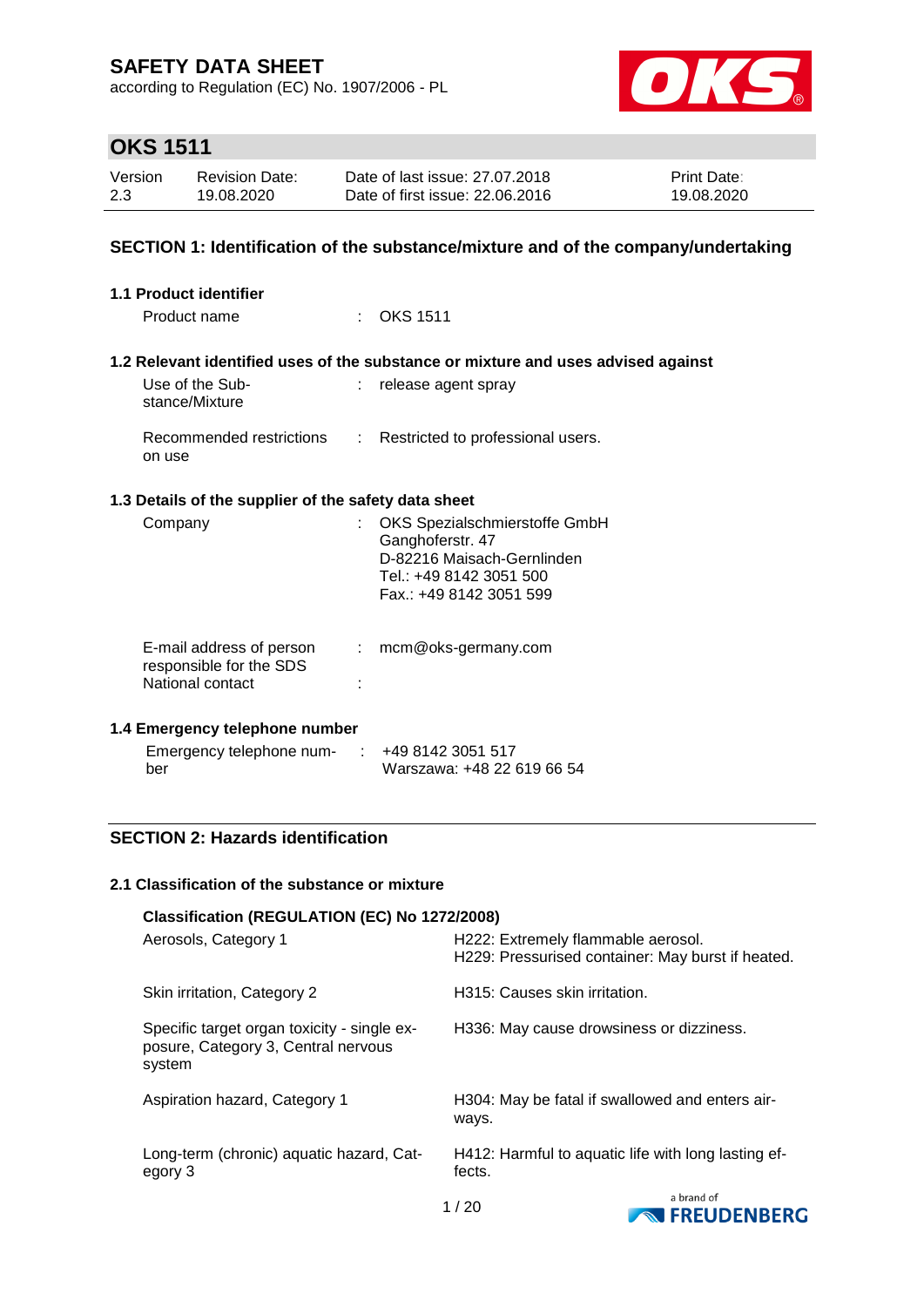# SAFETY DATA SHEET

according to Regulation (EC) No. 1907/2006 - PL

## OKS 1511

| Version | Revision Date: | Date of last issue: 27.07.2018 | Print Date: |
|---|---|---|---|
| 2.3 | 19.08.2020 | Date of first issue: 22.06.2016 | 19.08.2020 |

## SECTION 1: Identification of the substance/mixture and of the company/undertaking

### 1.1 Product identifier

Product name : OKS 1511

### 1.2 Relevant identified uses of the substance or mixture and uses advised against

Use of the Substance/Mixture : release agent spray

Recommended restrictions on use : Restricted to professional users.

### 1.3 Details of the supplier of the safety data sheet

Company : OKS Spezialschmierstoffe GmbH
Ganghoferstr. 47
D-82216 Maisach-Gernlinden
Tel.: +49 8142 3051 500
Fax.: +49 8142 3051 599

E-mail address of person responsible for the SDS : mcm@oks-germany.com

National contact :

### 1.4 Emergency telephone number

Emergency telephone number : +49 8142 3051 517
Warszawa: +48 22 619 66 54

## SECTION 2: Hazards identification

### 2.1 Classification of the substance or mixture

**Classification (REGULATION (EC) No 1272/2008)**

| | |
|---|---|
| Aerosols, Category 1 | H222: Extremely flammable aerosol.<br>H229: Pressurised container: May burst if heated. |
| Skin irritation, Category 2 | H315: Causes skin irritation. |
| Specific target organ toxicity - single exposure, Category 3, Central nervous system | H336: May cause drowsiness or dizziness. |
| Aspiration hazard, Category 1 | H304: May be fatal if swallowed and enters airways. |
| Long-term (chronic) aquatic hazard, Category 3 | H412: Harmful to aquatic life with long lasting effects. |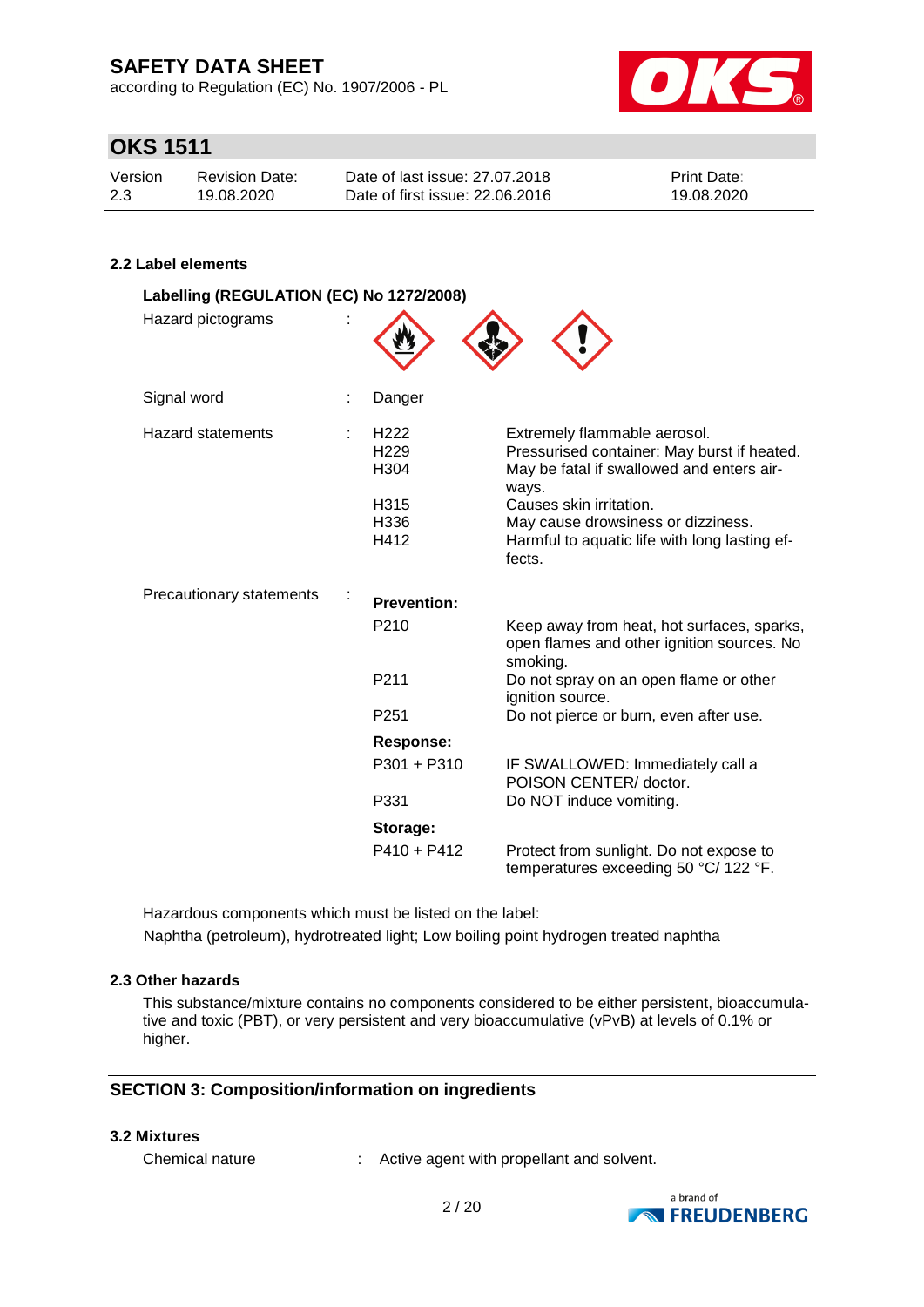### 2.2 Label elements

**Labelling (REGULATION (EC) No 1272/2008)**

Hazard pictograms :

Signal word : Danger

Hazard statements :

| | |
|---|---|
| H222 | Extremely flammable aerosol. |
| H229 | Pressurised container: May burst if heated. |
| H304 | May be fatal if swallowed and enters airways. |
| H315 | Causes skin irritation. |
| H336 | May cause drowsiness or dizziness. |
| H412 | Harmful to aquatic life with long lasting effects. |

Precautionary statements :

**Prevention:**

| | |
|---|---|
| P210 | Keep away from heat, hot surfaces, sparks, open flames and other ignition sources. No smoking. |
| P211 | Do not spray on an open flame or other ignition source. |
| P251 | Do not pierce or burn, even after use. |

**Response:**

| | |
|---|---|
| P301 + P310 | IF SWALLOWED: Immediately call a POISON CENTER/ doctor. |
| P331 | Do NOT induce vomiting. |

**Storage:**

| | |
|---|---|
| P410 + P412 | Protect from sunlight. Do not expose to temperatures exceeding 50 °C/ 122 °F. |

Hazardous components which must be listed on the label:

Naphtha (petroleum), hydrotreated light; Low boiling point hydrogen treated naphtha

### 2.3 Other hazards

This substance/mixture contains no components considered to be either persistent, bioaccumulative and toxic (PBT), or very persistent and very bioaccumulative (vPvB) at levels of 0.1% or higher.

## SECTION 3: Composition/information on ingredients

### 3.2 Mixtures

Chemical nature : Active agent with propellant and solvent.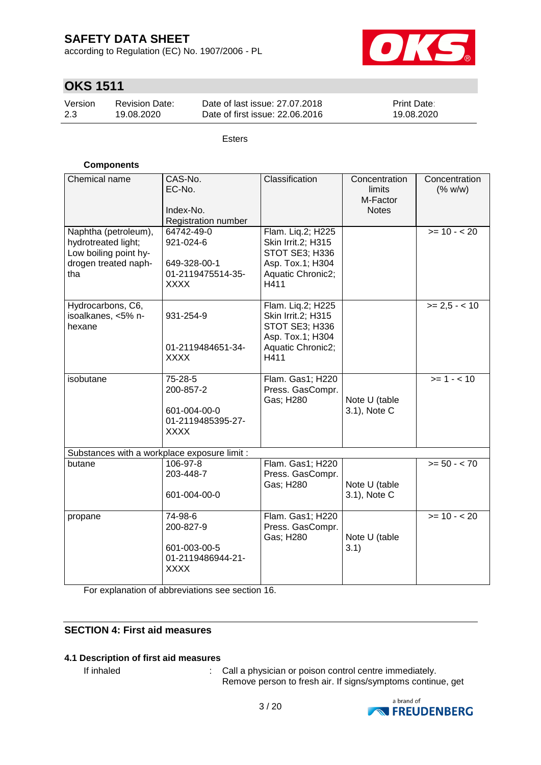Esters

**Components**

| Chemical name | CAS-No.<br>EC-No.<br>Index-No.<br>Registration number | Classification | Concentration limits<br>M-Factor<br>Notes | Concentration (% w/w) |
|---|---|---|---|---|
| Naphtha (petroleum), hydrotreated light; Low boiling point hydrogen treated naphtha | 64742-49-0<br>921-024-6<br>649-328-00-1<br>01-2119475514-35-XXXX | Flam. Liq.2; H225<br>Skin Irrit.2; H315<br>STOT SE3; H336<br>Asp. Tox.1; H304<br>Aquatic Chronic2; H411 | | >= 10 - < 20 |
| Hydrocarbons, C6, isoalkanes, <5% n-hexane | 931-254-9<br>01-2119484651-34-XXXX | Flam. Liq.2; H225<br>Skin Irrit.2; H315<br>STOT SE3; H336<br>Asp. Tox.1; H304<br>Aquatic Chronic2; H411 | | >= 2,5 - < 10 |
| isobutane | 75-28-5<br>200-857-2<br>601-004-00-0<br>01-2119485395-27-XXXX | Flam. Gas1; H220<br>Press. GasCompr. Gas; H280 | Note U (table 3.1), Note C | >= 1 - < 10 |
| Substances with a workplace exposure limit : | | | | |
| butane | 106-97-8<br>203-448-7<br>601-004-00-0 | Flam. Gas1; H220<br>Press. GasCompr. Gas; H280 | Note U (table 3.1), Note C | >= 50 - < 70 |
| propane | 74-98-6<br>200-827-9<br>601-003-00-5<br>01-2119486944-21-XXXX | Flam. Gas1; H220<br>Press. GasCompr. Gas; H280 | Note U (table 3.1) | >= 10 - < 20 |

For explanation of abbreviations see section 16.

## SECTION 4: First aid measures

### 4.1 Description of first aid measures

If inhaled : Call a physician or poison control centre immediately. Remove person to fresh air. If signs/symptoms continue, get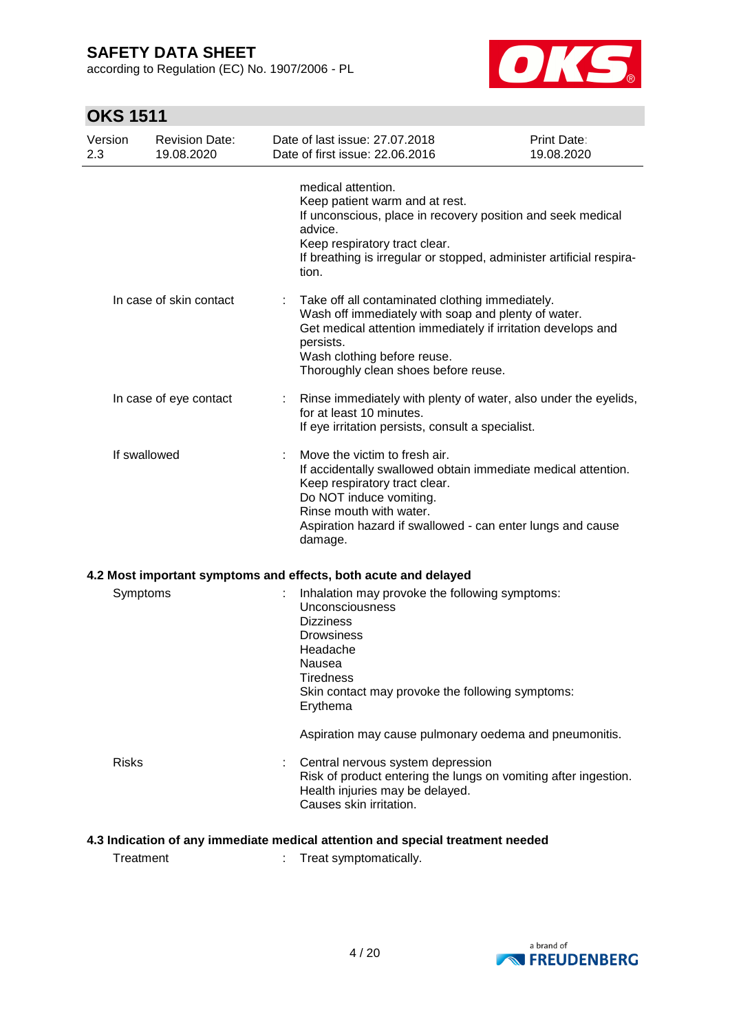medical attention.
Keep patient warm and at rest.
If unconscious, place in recovery position and seek medical advice.
Keep respiratory tract clear.
If breathing is irregular or stopped, administer artificial respiration.

| | | |
|---|---|---|
| In case of skin contact | : | Take off all contaminated clothing immediately.<br>Wash off immediately with soap and plenty of water.<br>Get medical attention immediately if irritation develops and persists.<br>Wash clothing before reuse.<br>Thoroughly clean shoes before reuse. |
| In case of eye contact | : | Rinse immediately with plenty of water, also under the eyelids, for at least 10 minutes.<br>If eye irritation persists, consult a specialist. |
| If swallowed | : | Move the victim to fresh air.<br>If accidentally swallowed obtain immediate medical attention.<br>Keep respiratory tract clear.<br>Do NOT induce vomiting.<br>Rinse mouth with water.<br>Aspiration hazard if swallowed - can enter lungs and cause damage. |

### 4.2 Most important symptoms and effects, both acute and delayed

| | | |
|---|---|---|
| Symptoms | : | Inhalation may provoke the following symptoms:<br>Unconsciousness<br>Dizziness<br>Drowsiness<br>Headache<br>Nausea<br>Tiredness<br>Skin contact may provoke the following symptoms:<br>Erythema<br><br>Aspiration may cause pulmonary oedema and pneumonitis. |
| Risks | : | Central nervous system depression<br>Risk of product entering the lungs on vomiting after ingestion.<br>Health injuries may be delayed.<br>Causes skin irritation. |

### 4.3 Indication of any immediate medical attention and special treatment needed

| | | |
|---|---|---|
| Treatment | : | Treat symptomatically. |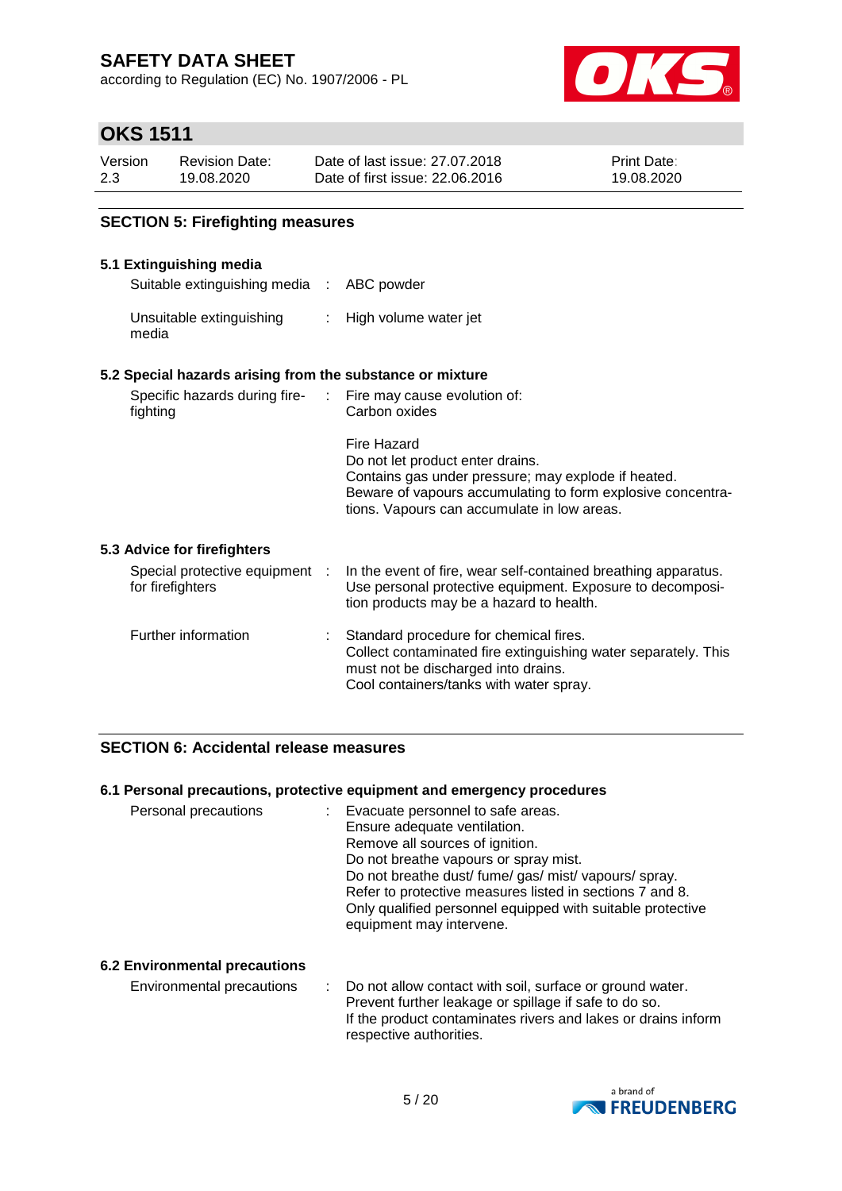## SECTION 5: Firefighting measures

### 5.1 Extinguishing media

| | | |
|---|---|---|
| Suitable extinguishing media | : | ABC powder |
| Unsuitable extinguishing media | : | High volume water jet |

### 5.2 Special hazards arising from the substance or mixture

| | | |
|---|---|---|
| Specific hazards during fire-fighting | : | Fire may cause evolution of:<br>Carbon oxides<br><br>Fire Hazard<br>Do not let product enter drains.<br>Contains gas under pressure; may explode if heated.<br>Beware of vapours accumulating to form explosive concentrations. Vapours can accumulate in low areas. |

### 5.3 Advice for firefighters

| | | |
|---|---|---|
| Special protective equipment for firefighters | : | In the event of fire, wear self-contained breathing apparatus.<br>Use personal protective equipment. Exposure to decomposition products may be a hazard to health. |
| Further information | : | Standard procedure for chemical fires.<br>Collect contaminated fire extinguishing water separately. This must not be discharged into drains.<br>Cool containers/tanks with water spray. |

## SECTION 6: Accidental release measures

### 6.1 Personal precautions, protective equipment and emergency procedures

| | | |
|---|---|---|
| Personal precautions | : | Evacuate personnel to safe areas.<br>Ensure adequate ventilation.<br>Remove all sources of ignition.<br>Do not breathe vapours or spray mist.<br>Do not breathe dust/ fume/ gas/ mist/ vapours/ spray.<br>Refer to protective measures listed in sections 7 and 8.<br>Only qualified personnel equipped with suitable protective equipment may intervene. |

### 6.2 Environmental precautions

| | | |
|---|---|---|
| Environmental precautions | : | Do not allow contact with soil, surface or ground water.<br>Prevent further leakage or spillage if safe to do so.<br>If the product contaminates rivers and lakes or drains inform respective authorities. |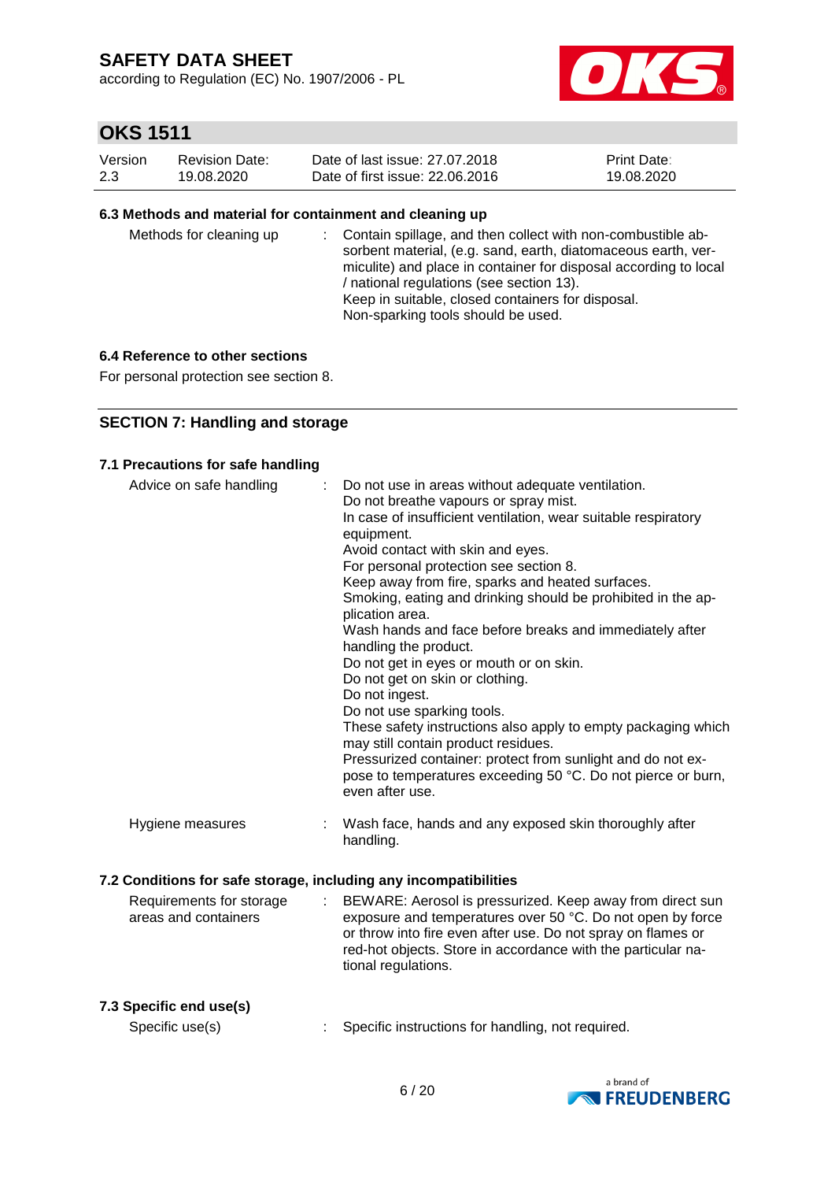### 6.3 Methods and material for containment and cleaning up

| | |
|---|---|
| Methods for cleaning up | : Contain spillage, and then collect with non-combustible absorbent material, (e.g. sand, earth, diatomaceous earth, vermiculite) and place in container for disposal according to local / national regulations (see section 13).<br>Keep in suitable, closed containers for disposal.<br>Non-sparking tools should be used. |

### 6.4 Reference to other sections

For personal protection see section 8.

## SECTION 7: Handling and storage

### 7.1 Precautions for safe handling

| | |
|---|---|
| Advice on safe handling | : Do not use in areas without adequate ventilation.<br>Do not breathe vapours or spray mist.<br>In case of insufficient ventilation, wear suitable respiratory equipment.<br>Avoid contact with skin and eyes.<br>For personal protection see section 8.<br>Keep away from fire, sparks and heated surfaces.<br>Smoking, eating and drinking should be prohibited in the application area.<br>Wash hands and face before breaks and immediately after handling the product.<br>Do not get in eyes or mouth or on skin.<br>Do not get on skin or clothing.<br>Do not ingest.<br>Do not use sparking tools.<br>These safety instructions also apply to empty packaging which may still contain product residues.<br>Pressurized container: protect from sunlight and do not expose to temperatures exceeding 50 °C. Do not pierce or burn, even after use. |
| Hygiene measures | : Wash face, hands and any exposed skin thoroughly after handling. |

### 7.2 Conditions for safe storage, including any incompatibilities

| | |
|---|---|
| Requirements for storage areas and containers | : BEWARE: Aerosol is pressurized. Keep away from direct sun exposure and temperatures over 50 °C. Do not open by force or throw into fire even after use. Do not spray on flames or red-hot objects. Store in accordance with the particular national regulations. |

### 7.3 Specific end use(s)

| | |
|---|---|
| Specific use(s) | : Specific instructions for handling, not required. |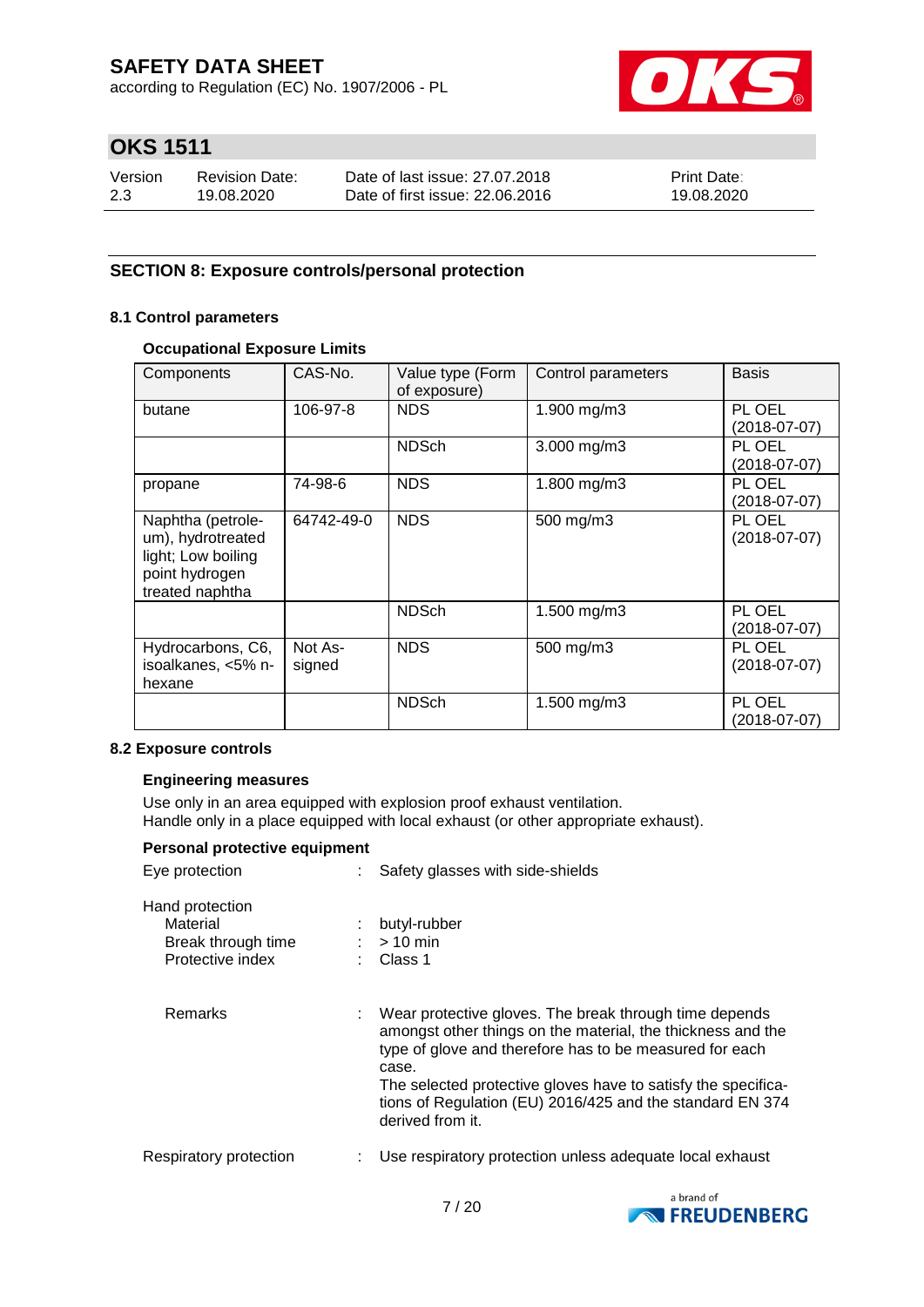## SECTION 8: Exposure controls/personal protection

### 8.1 Control parameters

**Occupational Exposure Limits**

| Components | CAS-No. | Value type (Form of exposure) | Control parameters | Basis |
|---|---|---|---|---|
| butane | 106-97-8 | NDS | 1.900 mg/m3 | PL OEL (2018-07-07) |
| | | NDSch | 3.000 mg/m3 | PL OEL (2018-07-07) |
| propane | 74-98-6 | NDS | 1.800 mg/m3 | PL OEL (2018-07-07) |
| Naphtha (petroleum), hydrotreated light; Low boiling point hydrogen treated naphtha | 64742-49-0 | NDS | 500 mg/m3 | PL OEL (2018-07-07) |
| | | NDSch | 1.500 mg/m3 | PL OEL (2018-07-07) |
| Hydrocarbons, C6, isoalkanes, <5% n-hexane | Not Assigned | NDS | 500 mg/m3 | PL OEL (2018-07-07) |
| | | NDSch | 1.500 mg/m3 | PL OEL (2018-07-07) |

### 8.2 Exposure controls

**Engineering measures**

Use only in an area equipped with explosion proof exhaust ventilation.
Handle only in a place equipped with local exhaust (or other appropriate exhaust).

**Personal protective equipment**

Eye protection : Safety glasses with side-shields

Hand protection
- Material : butyl-rubber
- Break through time : > 10 min
- Protective index : Class 1

Remarks : Wear protective gloves. The break through time depends amongst other things on the material, the thickness and the type of glove and therefore has to be measured for each case.
The selected protective gloves have to satisfy the specifications of Regulation (EU) 2016/425 and the standard EN 374 derived from it.

Respiratory protection : Use respiratory protection unless adequate local exhaust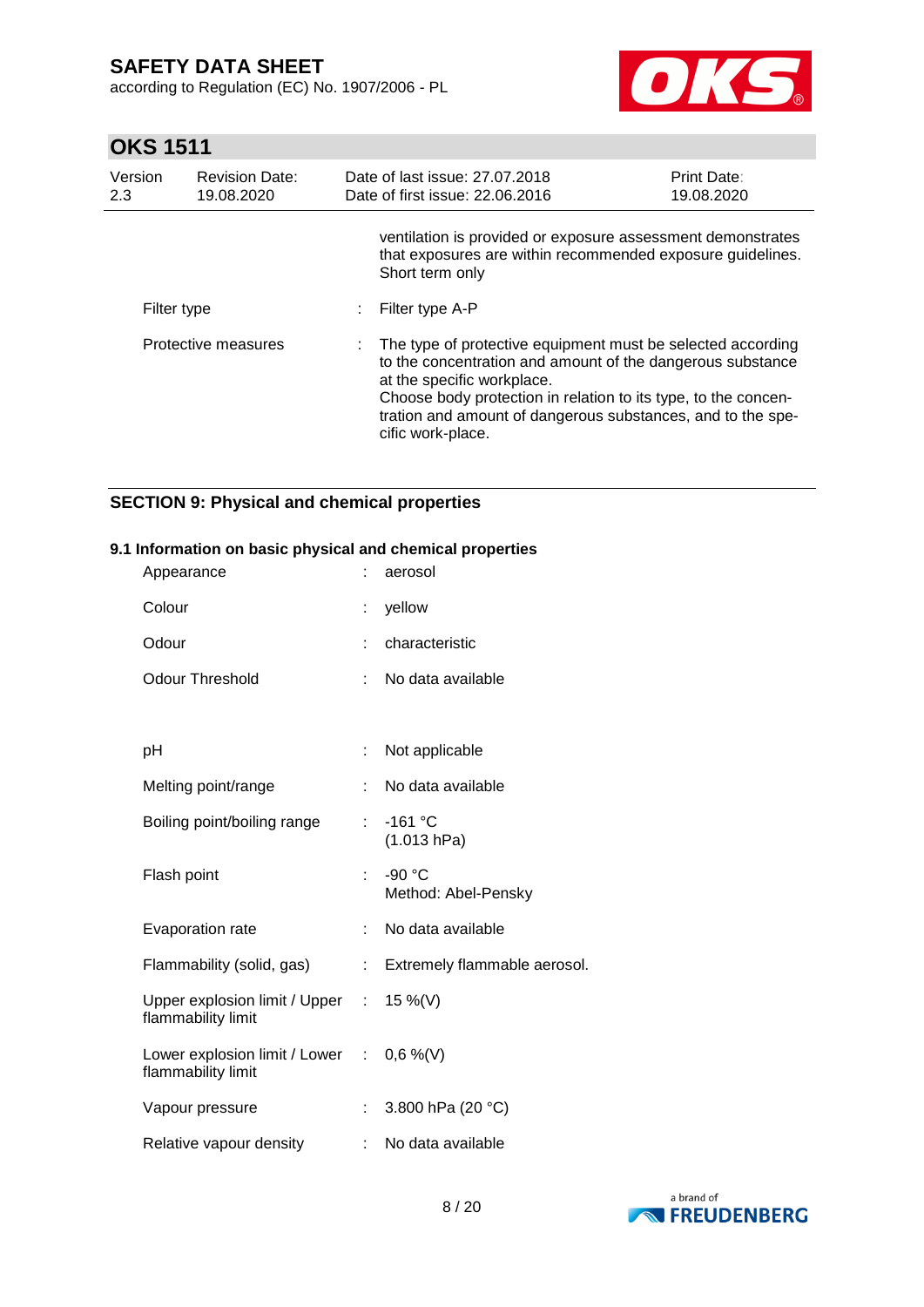ventilation is provided or exposure assessment demonstrates that exposures are within recommended exposure guidelines. Short term only

| | | |
|---|---|---|
| Filter type | : | Filter type A-P |
| Protective measures | : | The type of protective equipment must be selected according to the concentration and amount of the dangerous substance at the specific workplace. Choose body protection in relation to its type, to the concentration and amount of dangerous substances, and to the specific work-place. |

## SECTION 9: Physical and chemical properties

### 9.1 Information on basic physical and chemical properties

| | | |
|---|---|---|
| Appearance | : | aerosol |
| Colour | : | yellow |
| Odour | : | characteristic |
| Odour Threshold | : | No data available |
| pH | : | Not applicable |
| Melting point/range | : | No data available |
| Boiling point/boiling range | : | -161 °C (1.013 hPa) |
| Flash point | : | -90 °C Method: Abel-Pensky |
| Evaporation rate | : | No data available |
| Flammability (solid, gas) | : | Extremely flammable aerosol. |
| Upper explosion limit / Upper flammability limit | : | 15 %(V) |
| Lower explosion limit / Lower flammability limit | : | 0,6 %(V) |
| Vapour pressure | : | 3.800 hPa (20 °C) |
| Relative vapour density | : | No data available |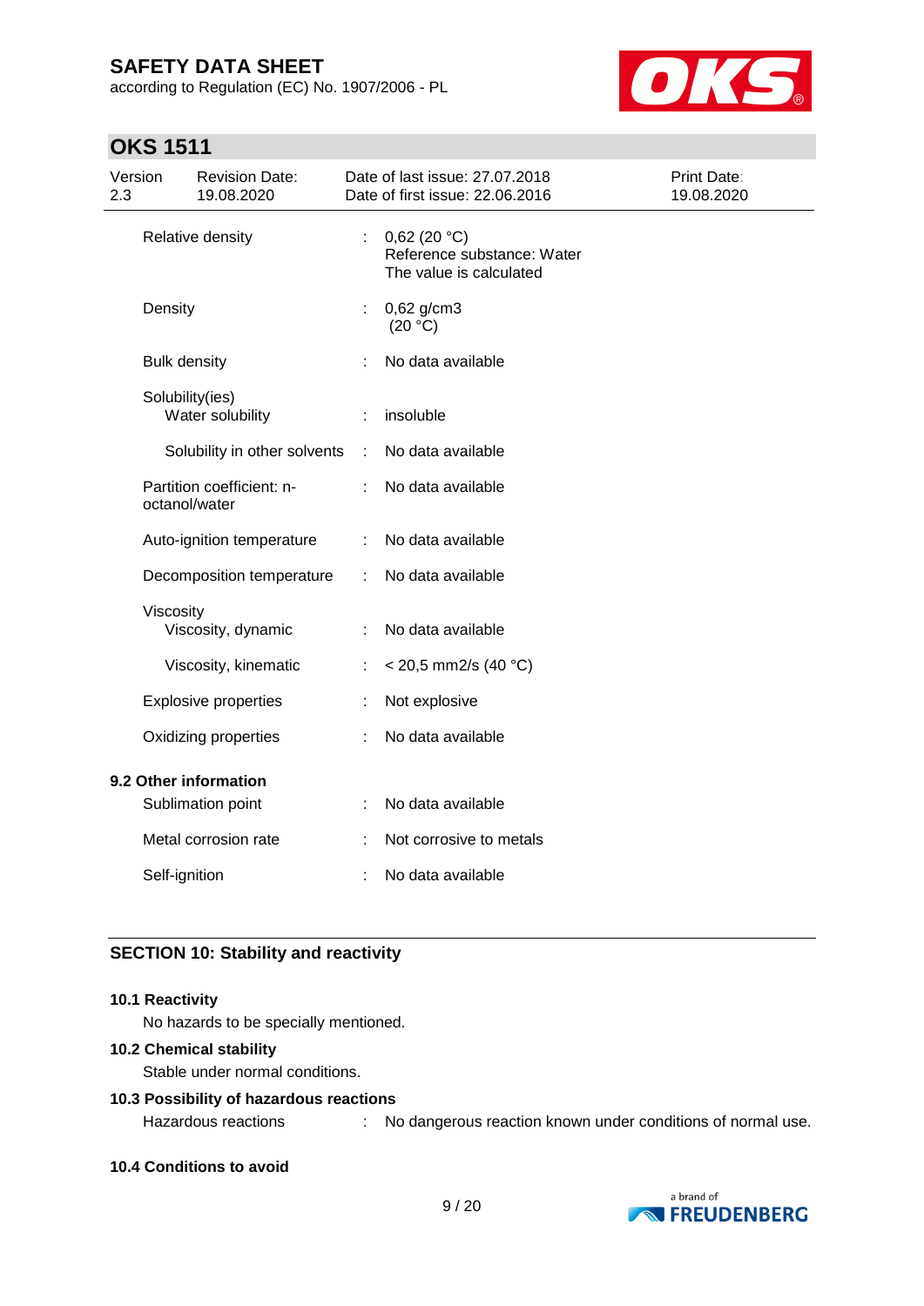| | | |
|---|---|---|
| Relative density | : | 0,62 (20 °C)<br>Reference substance: Water<br>The value is calculated |
| Density | : | 0,62 g/cm3<br>(20 °C) |
| Bulk density | : | No data available |
| Solubility(ies)<br>Water solubility | : | insoluble |
| Solubility in other solvents | : | No data available |
| Partition coefficient: n-octanol/water | : | No data available |
| Auto-ignition temperature | : | No data available |
| Decomposition temperature | : | No data available |
| Viscosity<br>Viscosity, dynamic | : | No data available |
| Viscosity, kinematic | : | < 20,5 mm2/s (40 °C) |
| Explosive properties | : | Not explosive |
| Oxidizing properties | : | No data available |

**9.2 Other information**

| | | |
|---|---|---|
| Sublimation point | : | No data available |
| Metal corrosion rate | : | Not corrosive to metals |
| Self-ignition | : | No data available |

## SECTION 10: Stability and reactivity

**10.1 Reactivity**

No hazards to be specially mentioned.

**10.2 Chemical stability**

Stable under normal conditions.

**10.3 Possibility of hazardous reactions**

Hazardous reactions : No dangerous reaction known under conditions of normal use.

**10.4 Conditions to avoid**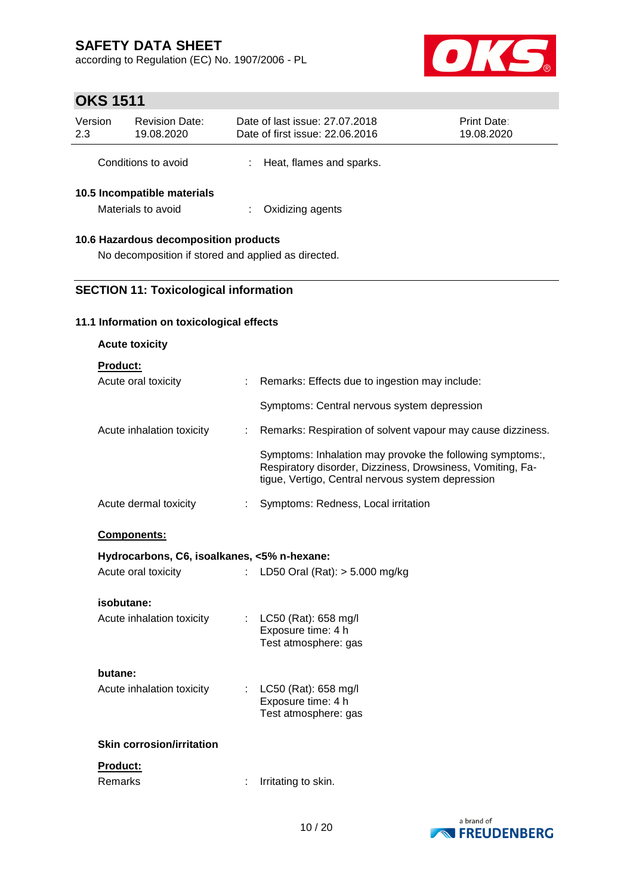Conditions to avoid : Heat, flames and sparks.

### 10.5 Incompatible materials

Materials to avoid : Oxidizing agents

### 10.6 Hazardous decomposition products

No decomposition if stored and applied as directed.

## SECTION 11: Toxicological information

### 11.1 Information on toxicological effects

**Acute toxicity**

**Product:**

Acute oral toxicity : Remarks: Effects due to ingestion may include:

Symptoms: Central nervous system depression

Acute inhalation toxicity : Remarks: Respiration of solvent vapour may cause dizziness.

Symptoms: Inhalation may provoke the following symptoms:, Respiratory disorder, Dizziness, Drowsiness, Vomiting, Fatigue, Vertigo, Central nervous system depression

Acute dermal toxicity : Symptoms: Redness, Local irritation

**Components:**

**Hydrocarbons, C6, isoalkanes, <5% n-hexane:**

Acute oral toxicity : LD50 Oral (Rat): > 5.000 mg/kg

**isobutane:**

Acute inhalation toxicity : LC50 (Rat): 658 mg/l
Exposure time: 4 h
Test atmosphere: gas

**butane:**

Acute inhalation toxicity : LC50 (Rat): 658 mg/l
Exposure time: 4 h
Test atmosphere: gas

**Skin corrosion/irritation**

**Product:**

Remarks : Irritating to skin.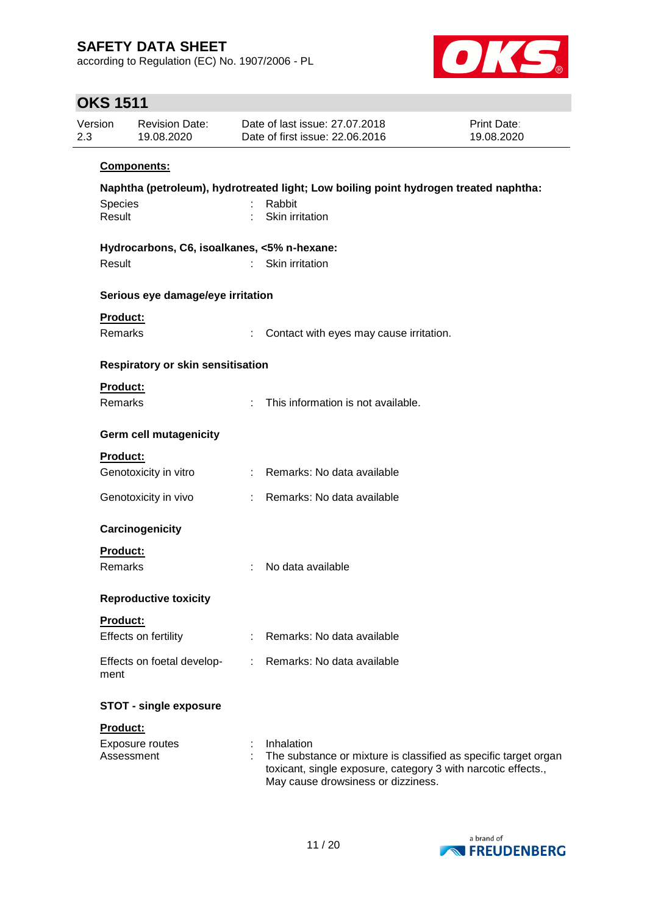**Components:**

**Naphtha (petroleum), hydrotreated light; Low boiling point hydrogen treated naphtha:**

Species : Rabbit
Result : Skin irritation

**Hydrocarbons, C6, isoalkanes, <5% n-hexane:**

Result : Skin irritation

**Serious eye damage/eye irritation**

**Product:**

Remarks : Contact with eyes may cause irritation.

**Respiratory or skin sensitisation**

**Product:**

Remarks : This information is not available.

**Germ cell mutagenicity**

**Product:**

Genotoxicity in vitro : Remarks: No data available

Genotoxicity in vivo : Remarks: No data available

**Carcinogenicity**

**Product:**

Remarks : No data available

**Reproductive toxicity**

**Product:**

Effects on fertility : Remarks: No data available

Effects on foetal development : Remarks: No data available

**STOT - single exposure**

**Product:**

Exposure routes : Inhalation
Assessment : The substance or mixture is classified as specific target organ toxicant, single exposure, category 3 with narcotic effects., May cause drowsiness or dizziness.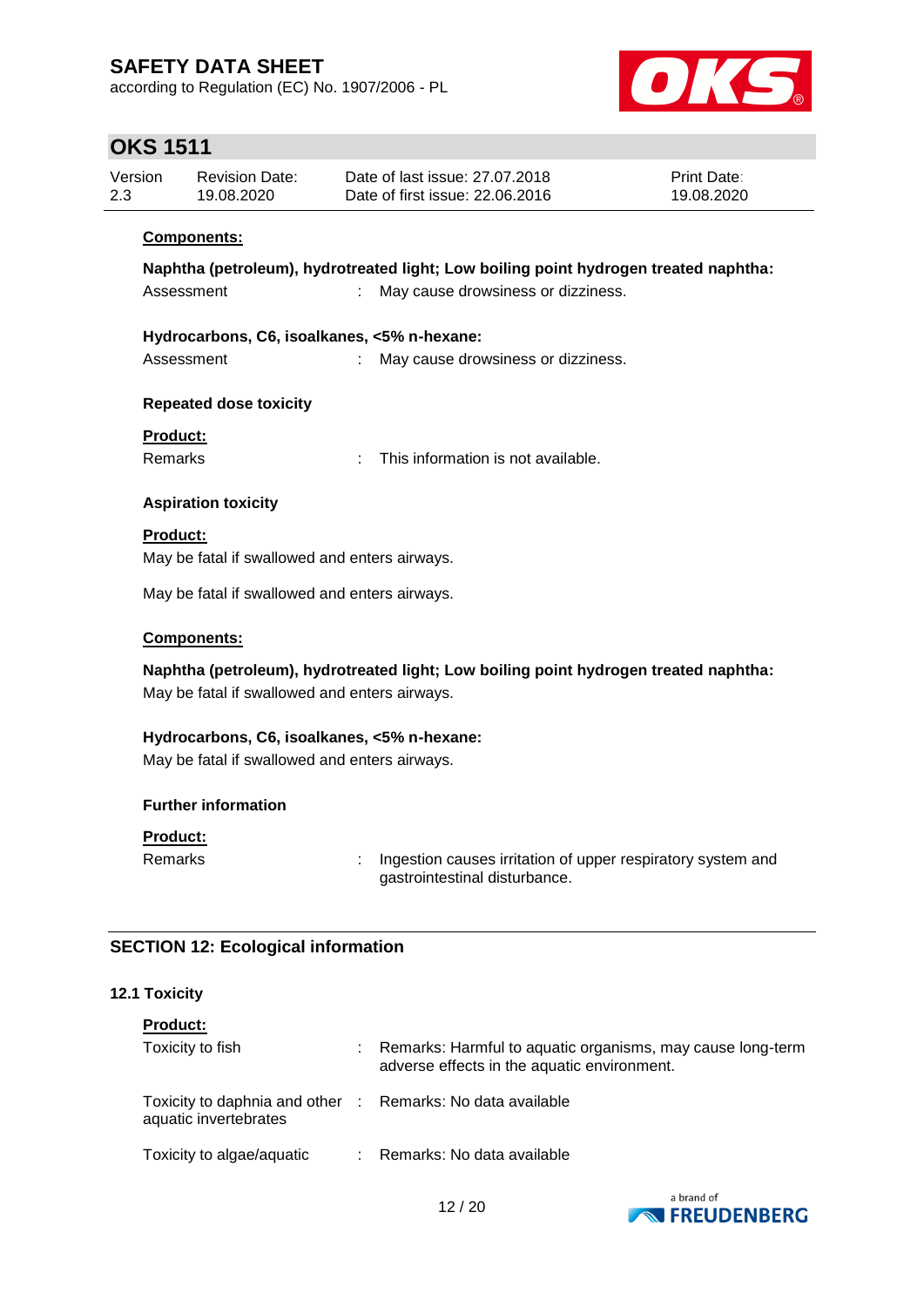**Components:**

**Naphtha (petroleum), hydrotreated light; Low boiling point hydrogen treated naphtha:**

Assessment : May cause drowsiness or dizziness.

**Hydrocarbons, C6, isoalkanes, <5% n-hexane:**

Assessment : May cause drowsiness or dizziness.

**Repeated dose toxicity**

**Product:**

Remarks : This information is not available.

**Aspiration toxicity**

**Product:**

May be fatal if swallowed and enters airways.

May be fatal if swallowed and enters airways.

**Components:**

**Naphtha (petroleum), hydrotreated light; Low boiling point hydrogen treated naphtha:**

May be fatal if swallowed and enters airways.

**Hydrocarbons, C6, isoalkanes, <5% n-hexane:**

May be fatal if swallowed and enters airways.

**Further information**

**Product:**

Remarks : Ingestion causes irritation of upper respiratory system and gastrointestinal disturbance.

## SECTION 12: Ecological information

### 12.1 Toxicity

**Product:**

Toxicity to fish : Remarks: Harmful to aquatic organisms, may cause long-term adverse effects in the aquatic environment.

Toxicity to daphnia and other aquatic invertebrates : Remarks: No data available

Toxicity to algae/aquatic : Remarks: No data available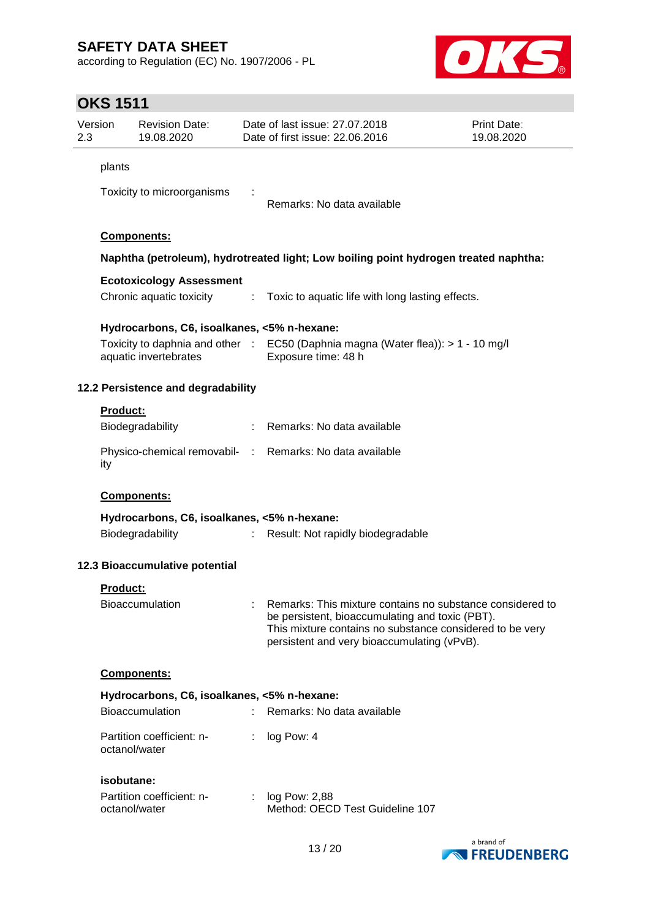plants

Toxicity to microorganisms : Remarks: No data available

**Components:**

**Naphtha (petroleum), hydrotreated light; Low boiling point hydrogen treated naphtha:**

**Ecotoxicology Assessment**

Chronic aquatic toxicity : Toxic to aquatic life with long lasting effects.

**Hydrocarbons, C6, isoalkanes, <5% n-hexane:**

Toxicity to daphnia and other aquatic invertebrates : EC50 (Daphnia magna (Water flea)): > 1 - 10 mg/l
Exposure time: 48 h

### 12.2 Persistence and degradability

**Product:**

Biodegradability : Remarks: No data available

Physico-chemical removability : Remarks: No data available

**Components:**

**Hydrocarbons, C6, isoalkanes, <5% n-hexane:**

Biodegradability : Result: Not rapidly biodegradable

### 12.3 Bioaccumulative potential

**Product:**

Bioaccumulation : Remarks: This mixture contains no substance considered to be persistent, bioaccumulating and toxic (PBT).
This mixture contains no substance considered to be very persistent and very bioaccumulating (vPvB).

**Components:**

**Hydrocarbons, C6, isoalkanes, <5% n-hexane:**

Bioaccumulation : Remarks: No data available

Partition coefficient: n-octanol/water : log Pow: 4

**isobutane:**

Partition coefficient: n-octanol/water : log Pow: 2,88
Method: OECD Test Guideline 107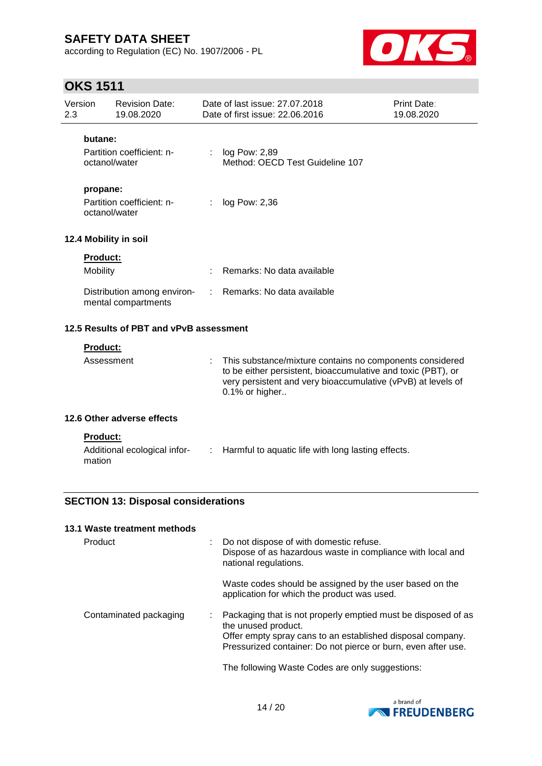**butane:**

Partition coefficient: n-octanol/water : log Pow: 2,89
Method: OECD Test Guideline 107

**propane:**

Partition coefficient: n-octanol/water : log Pow: 2,36

### 12.4 Mobility in soil

**Product:**

Mobility : Remarks: No data available

Distribution among environmental compartments : Remarks: No data available

### 12.5 Results of PBT and vPvB assessment

**Product:**

Assessment : This substance/mixture contains no components considered to be either persistent, bioaccumulative and toxic (PBT), or very persistent and very bioaccumulative (vPvB) at levels of 0.1% or higher..

### 12.6 Other adverse effects

**Product:**

Additional ecological information : Harmful to aquatic life with long lasting effects.

## SECTION 13: Disposal considerations

### 13.1 Waste treatment methods

Product : Do not dispose of with domestic refuse.
Dispose of as hazardous waste in compliance with local and national regulations.

Waste codes should be assigned by the user based on the application for which the product was used.

Contaminated packaging : Packaging that is not properly emptied must be disposed of as the unused product.
Offer empty spray cans to an established disposal company.
Pressurized container: Do not pierce or burn, even after use.

The following Waste Codes are only suggestions: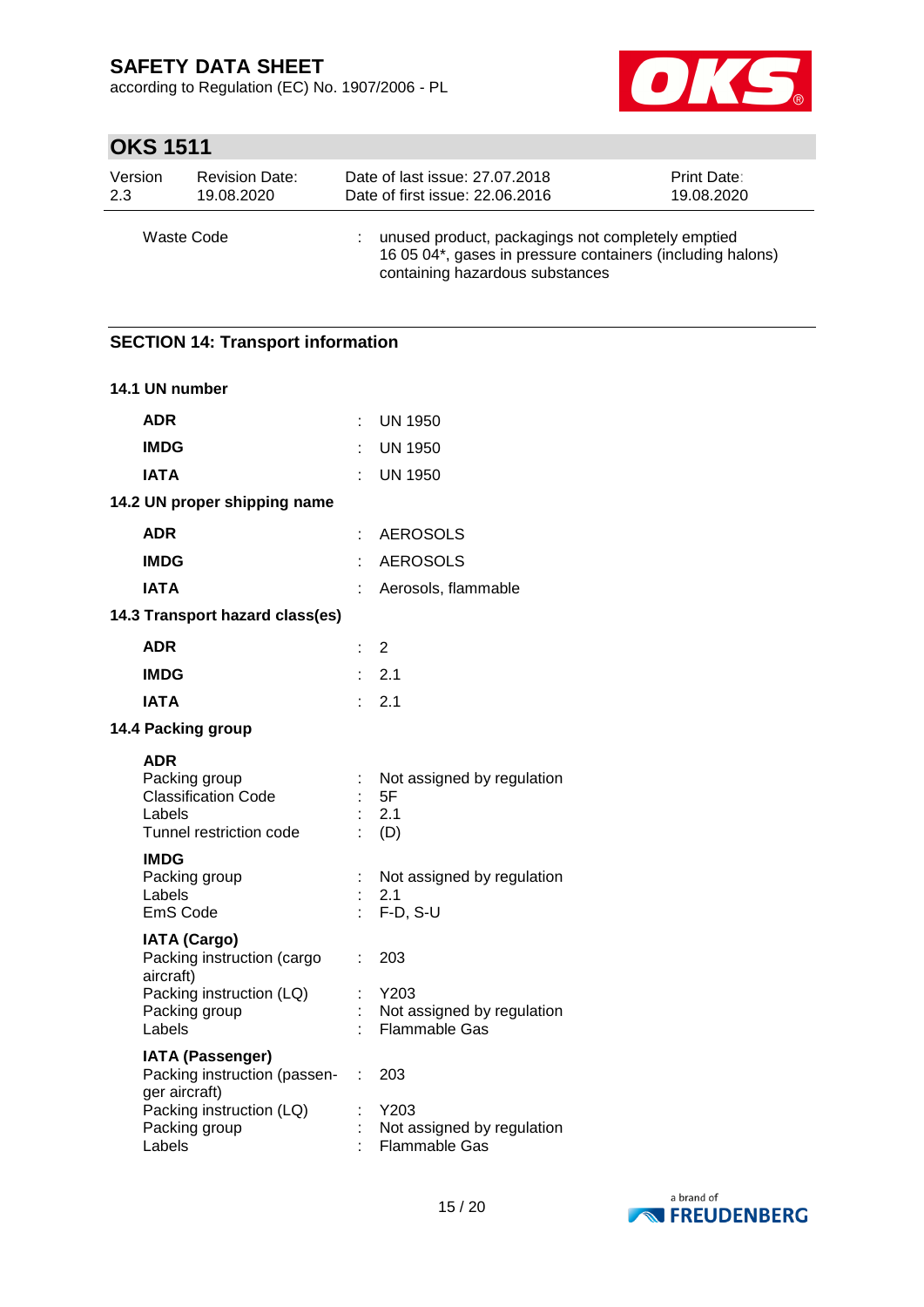Waste Code : unused product, packagings not completely emptied
16 05 04*, gases in pressure containers (including halons) containing hazardous substances

## SECTION 14: Transport information

### 14.1 UN number

| | | |
|---|---|---|
| **ADR** | : | UN 1950 |
| **IMDG** | : | UN 1950 |
| **IATA** | : | UN 1950 |

### 14.2 UN proper shipping name

| | | |
|---|---|---|
| **ADR** | : | AEROSOLS |
| **IMDG** | : | AEROSOLS |
| **IATA** | : | Aerosols, flammable |

### 14.3 Transport hazard class(es)

| | | |
|---|---|---|
| **ADR** | : | 2 |
| **IMDG** | : | 2.1 |
| **IATA** | : | 2.1 |

### 14.4 Packing group

**ADR**

| | | |
|---|---|---|
| Packing group | : | Not assigned by regulation |
| Classification Code | : | 5F |
| Labels | : | 2.1 |
| Tunnel restriction code | : | (D) |

**IMDG**

| | | |
|---|---|---|
| Packing group | : | Not assigned by regulation |
| Labels | : | 2.1 |
| EmS Code | : | F-D, S-U |

**IATA (Cargo)**

| | | |
|---|---|---|
| Packing instruction (cargo aircraft) | : | 203 |
| Packing instruction (LQ) | : | Y203 |
| Packing group | : | Not assigned by regulation |
| Labels | : | Flammable Gas |

**IATA (Passenger)**

| | | |
|---|---|---|
| Packing instruction (passenger aircraft) | : | 203 |
| Packing instruction (LQ) | : | Y203 |
| Packing group | : | Not assigned by regulation |
| Labels | : | Flammable Gas |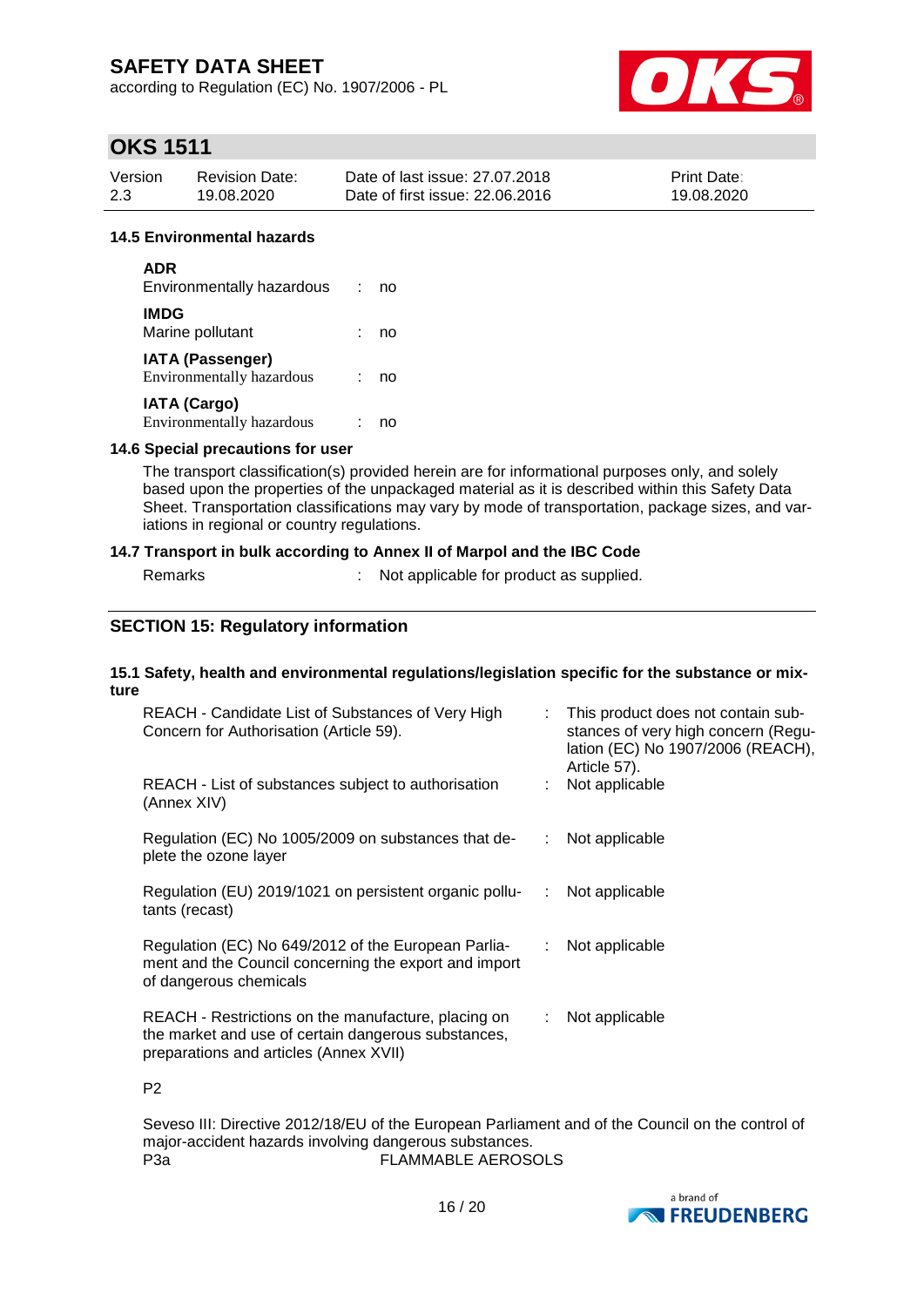### 14.5 Environmental hazards

**ADR**

Environmentally hazardous : no

**IMDG**

Marine pollutant : no

**IATA (Passenger)**

Environmentally hazardous : no

**IATA (Cargo)**

Environmentally hazardous : no

### 14.6 Special precautions for user

The transport classification(s) provided herein are for informational purposes only, and solely based upon the properties of the unpackaged material as it is described within this Safety Data Sheet. Transportation classifications may vary by mode of transportation, package sizes, and variations in regional or country regulations.

### 14.7 Transport in bulk according to Annex II of Marpol and the IBC Code

Remarks : Not applicable for product as supplied.

## SECTION 15: Regulatory information

### 15.1 Safety, health and environmental regulations/legislation specific for the substance or mixture

| | |
|---|---|
| REACH - Candidate List of Substances of Very High Concern for Authorisation (Article 59). | This product does not contain substances of very high concern (Regulation (EC) No 1907/2006 (REACH), Article 57). |
| REACH - List of substances subject to authorisation (Annex XIV) | Not applicable |
| Regulation (EC) No 1005/2009 on substances that deplete the ozone layer | Not applicable |
| Regulation (EU) 2019/1021 on persistent organic pollutants (recast) | Not applicable |
| Regulation (EC) No 649/2012 of the European Parliament and the Council concerning the export and import of dangerous chemicals | Not applicable |
| REACH - Restrictions on the manufacture, placing on the market and use of certain dangerous substances, preparations and articles (Annex XVII) | Not applicable |

P2

Seveso III: Directive 2012/18/EU of the European Parliament and of the Council on the control of major-accident hazards involving dangerous substances.

P3a FLAMMABLE AEROSOLS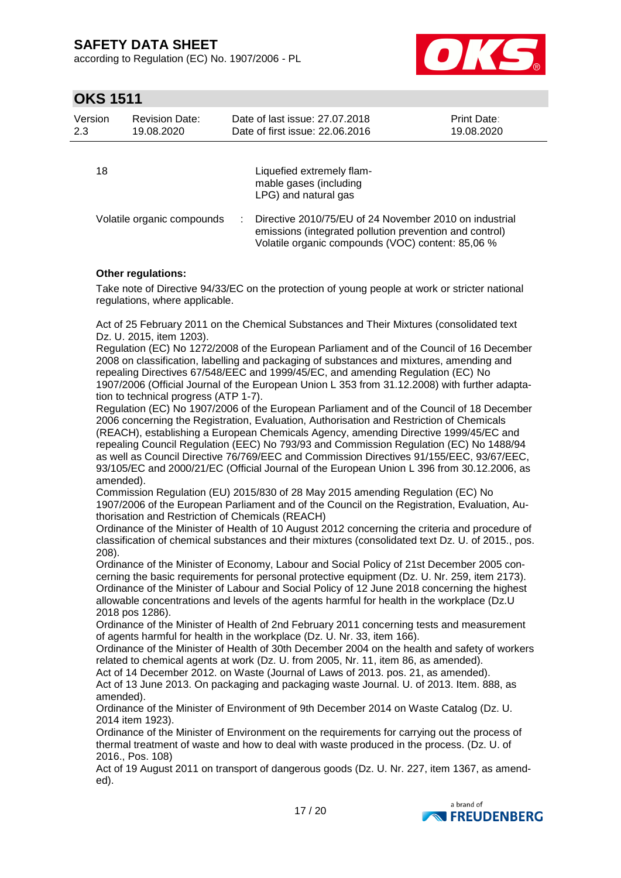| | | |
|---|---|---|
| 18 | | Liquefied extremely flammable gases (including LPG) and natural gas |
| Volatile organic compounds | : | Directive 2010/75/EU of 24 November 2010 on industrial emissions (integrated pollution prevention and control) Volatile organic compounds (VOC) content: 85,06 % |

**Other regulations:**

Take note of Directive 94/33/EC on the protection of young people at work or stricter national regulations, where applicable.

Act of 25 February 2011 on the Chemical Substances and Their Mixtures (consolidated text Dz. U. 2015, item 1203).
Regulation (EC) No 1272/2008 of the European Parliament and of the Council of 16 December 2008 on classification, labelling and packaging of substances and mixtures, amending and repealing Directives 67/548/EEC and 1999/45/EC, and amending Regulation (EC) No 1907/2006 (Official Journal of the European Union L 353 from 31.12.2008) with further adaptation to technical progress (ATP 1-7).
Regulation (EC) No 1907/2006 of the European Parliament and of the Council of 18 December 2006 concerning the Registration, Evaluation, Authorisation and Restriction of Chemicals (REACH), establishing a European Chemicals Agency, amending Directive 1999/45/EC and repealing Council Regulation (EEC) No 793/93 and Commission Regulation (EC) No 1488/94 as well as Council Directive 76/769/EEC and Commission Directives 91/155/EEC, 93/67/EEC, 93/105/EC and 2000/21/EC (Official Journal of the European Union L 396 from 30.12.2006, as amended).
Commission Regulation (EU) 2015/830 of 28 May 2015 amending Regulation (EC) No 1907/2006 of the European Parliament and of the Council on the Registration, Evaluation, Authorisation and Restriction of Chemicals (REACH)
Ordinance of the Minister of Health of 10 August 2012 concerning the criteria and procedure of classification of chemical substances and their mixtures (consolidated text Dz. U. of 2015., pos. 208).
Ordinance of the Minister of Economy, Labour and Social Policy of 21st December 2005 concerning the basic requirements for personal protective equipment (Dz. U. Nr. 259, item 2173).
Ordinance of the Minister of Labour and Social Policy of 12 June 2018 concerning the highest allowable concentrations and levels of the agents harmful for health in the workplace (Dz.U 2018 pos 1286).
Ordinance of the Minister of Health of 2nd February 2011 concerning tests and measurement of agents harmful for health in the workplace (Dz. U. Nr. 33, item 166).
Ordinance of the Minister of Health of 30th December 2004 on the health and safety of workers related to chemical agents at work (Dz. U. from 2005, Nr. 11, item 86, as amended).
Act of 14 December 2012. on Waste (Journal of Laws of 2013. pos. 21, as amended).
Act of 13 June 2013. On packaging and packaging waste Journal. U. of 2013. Item. 888, as amended).
Ordinance of the Minister of Environment of 9th December 2014 on Waste Catalog (Dz. U. 2014 item 1923).
Ordinance of the Minister of Environment on the requirements for carrying out the process of thermal treatment of waste and how to deal with waste produced in the process. (Dz. U. of 2016., Pos. 108)
Act of 19 August 2011 on transport of dangerous goods (Dz. U. Nr. 227, item 1367, as amended).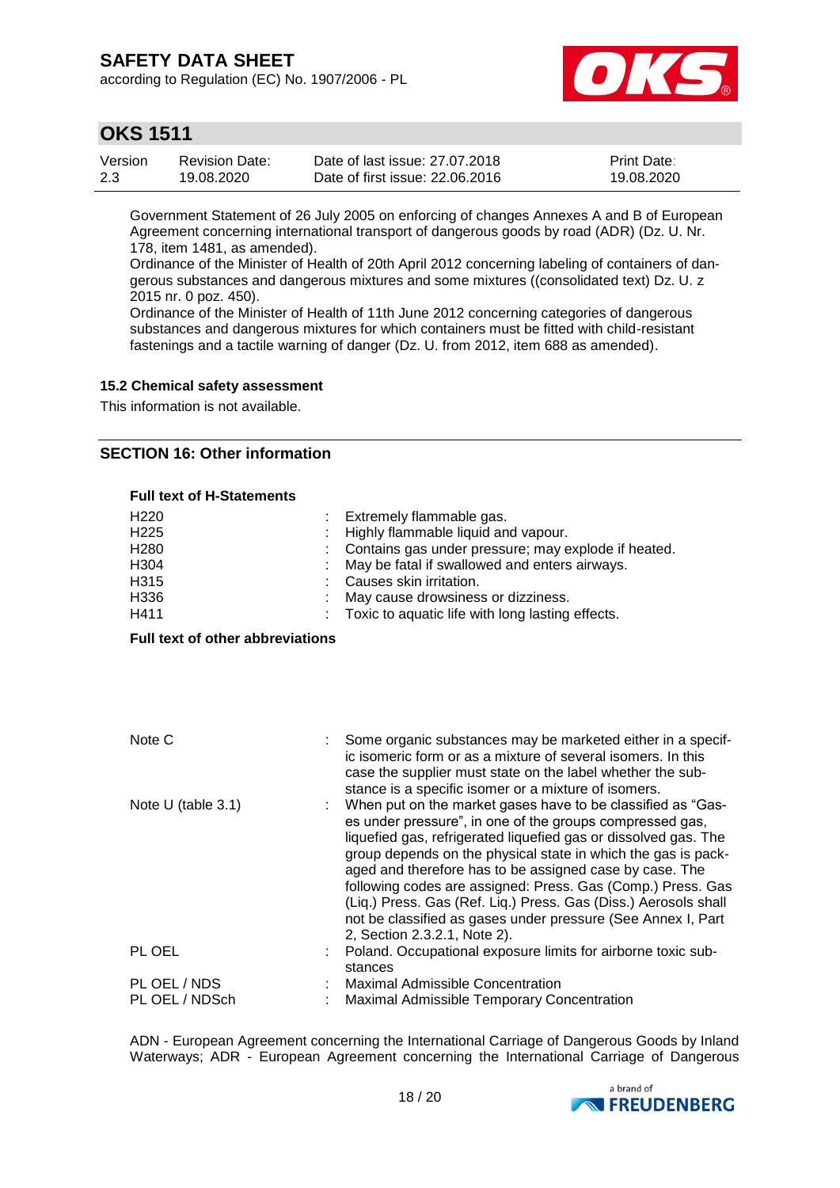Government Statement of 26 July 2005 on enforcing of changes Annexes A and B of European Agreement concerning international transport of dangerous goods by road (ADR) (Dz. U. Nr. 178, item 1481, as amended).
Ordinance of the Minister of Health of 20th April 2012 concerning labeling of containers of dangerous substances and dangerous mixtures and some mixtures ((consolidated text) Dz. U. z 2015 nr. 0 poz. 450).
Ordinance of the Minister of Health of 11th June 2012 concerning categories of dangerous substances and dangerous mixtures for which containers must be fitted with child-resistant fastenings and a tactile warning of danger (Dz. U. from 2012, item 688 as amended).

### 15.2 Chemical safety assessment

This information is not available.

## SECTION 16: Other information

**Full text of H-Statements**

| | | |
|---|---|---|
| H220 | : | Extremely flammable gas. |
| H225 | : | Highly flammable liquid and vapour. |
| H280 | : | Contains gas under pressure; may explode if heated. |
| H304 | : | May be fatal if swallowed and enters airways. |
| H315 | : | Causes skin irritation. |
| H336 | : | May cause drowsiness or dizziness. |
| H411 | : | Toxic to aquatic life with long lasting effects. |

**Full text of other abbreviations**

| | | |
|---|---|---|
| Note C | : | Some organic substances may be marketed either in a specific isomeric form or as a mixture of several isomers. In this case the supplier must state on the label whether the substance is a specific isomer or a mixture of isomers. |
| Note U (table 3.1) | : | When put on the market gases have to be classified as "Gases under pressure", in one of the groups compressed gas, liquefied gas, refrigerated liquefied gas or dissolved gas. The group depends on the physical state in which the gas is packaged and therefore has to be assigned case by case. The following codes are assigned: Press. Gas (Comp.) Press. Gas (Liq.) Press. Gas (Ref. Liq.) Press. Gas (Diss.) Aerosols shall not be classified as gases under pressure (See Annex I, Part 2, Section 2.3.2.1, Note 2). |
| PL OEL | : | Poland. Occupational exposure limits for airborne toxic substances |
| PL OEL / NDS | : | Maximal Admissible Concentration |
| PL OEL / NDSch | : | Maximal Admissible Temporary Concentration |

ADN - European Agreement concerning the International Carriage of Dangerous Goods by Inland Waterways; ADR - European Agreement concerning the International Carriage of Dangerous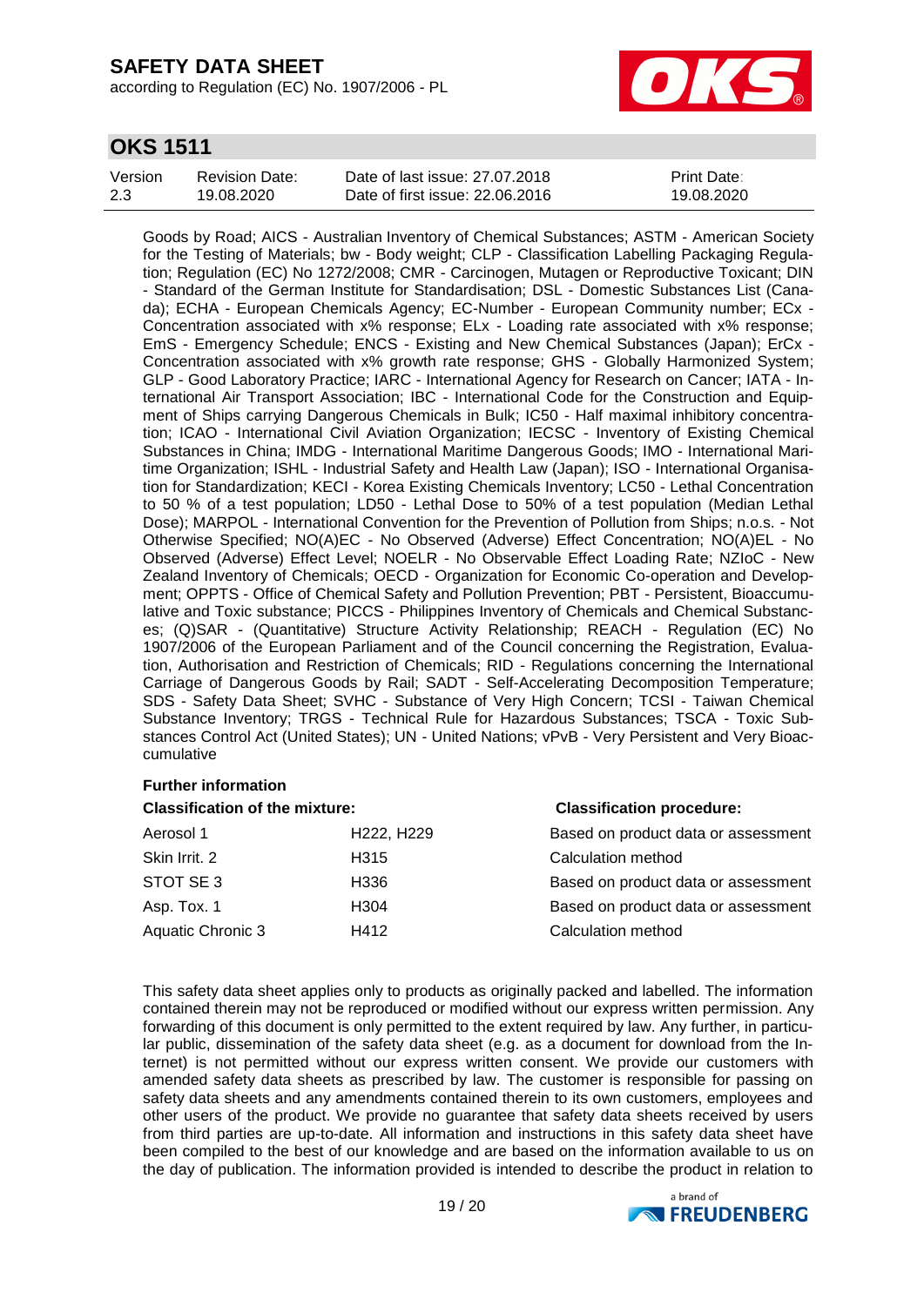Goods by Road; AICS - Australian Inventory of Chemical Substances; ASTM - American Society for the Testing of Materials; bw - Body weight; CLP - Classification Labelling Packaging Regulation; Regulation (EC) No 1272/2008; CMR - Carcinogen, Mutagen or Reproductive Toxicant; DIN - Standard of the German Institute for Standardisation; DSL - Domestic Substances List (Canada); ECHA - European Chemicals Agency; EC-Number - European Community number; ECx - Concentration associated with x% response; ELx - Loading rate associated with x% response; EmS - Emergency Schedule; ENCS - Existing and New Chemical Substances (Japan); ErCx - Concentration associated with x% growth rate response; GHS - Globally Harmonized System; GLP - Good Laboratory Practice; IARC - International Agency for Research on Cancer; IATA - International Air Transport Association; IBC - International Code for the Construction and Equipment of Ships carrying Dangerous Chemicals in Bulk; IC50 - Half maximal inhibitory concentration; ICAO - International Civil Aviation Organization; IECSC - Inventory of Existing Chemical Substances in China; IMDG - International Maritime Dangerous Goods; IMO - International Maritime Organization; ISHL - Industrial Safety and Health Law (Japan); ISO - International Organisation for Standardization; KECI - Korea Existing Chemicals Inventory; LC50 - Lethal Concentration to 50 % of a test population; LD50 - Lethal Dose to 50% of a test population (Median Lethal Dose); MARPOL - International Convention for the Prevention of Pollution from Ships; n.o.s. - Not Otherwise Specified; NO(A)EC - No Observed (Adverse) Effect Concentration; NO(A)EL - No Observed (Adverse) Effect Level; NOELR - No Observable Effect Loading Rate; NZIoC - New Zealand Inventory of Chemicals; OECD - Organization for Economic Co-operation and Development; OPPTS - Office of Chemical Safety and Pollution Prevention; PBT - Persistent, Bioaccumulative and Toxic substance; PICCS - Philippines Inventory of Chemicals and Chemical Substances; (Q)SAR - (Quantitative) Structure Activity Relationship; REACH - Regulation (EC) No 1907/2006 of the European Parliament and of the Council concerning the Registration, Evaluation, Authorisation and Restriction of Chemicals; RID - Regulations concerning the International Carriage of Dangerous Goods by Rail; SADT - Self-Accelerating Decomposition Temperature; SDS - Safety Data Sheet; SVHC - Substance of Very High Concern; TCSI - Taiwan Chemical Substance Inventory; TRGS - Technical Rule for Hazardous Substances; TSCA - Toxic Substances Control Act (United States); UN - United Nations; vPvB - Very Persistent and Very Bioaccumulative

**Further information**

| Classification of the mixture: | | Classification procedure: |
|---|---|---|
| Aerosol 1 | H222, H229 | Based on product data or assessment |
| Skin Irrit. 2 | H315 | Calculation method |
| STOT SE 3 | H336 | Based on product data or assessment |
| Asp. Tox. 1 | H304 | Based on product data or assessment |
| Aquatic Chronic 3 | H412 | Calculation method |

This safety data sheet applies only to products as originally packed and labelled. The information contained therein may not be reproduced or modified without our express written permission. Any forwarding of this document is only permitted to the extent required by law. Any further, in particular public, dissemination of the safety data sheet (e.g. as a document for download from the Internet) is not permitted without our express written consent. We provide our customers with amended safety data sheets as prescribed by law. The customer is responsible for passing on safety data sheets and any amendments contained therein to its own customers, employees and other users of the product. We provide no guarantee that safety data sheets received by users from third parties are up-to-date. All information and instructions in this safety data sheet have been compiled to the best of our knowledge and are based on the information available to us on the day of publication. The information provided is intended to describe the product in relation to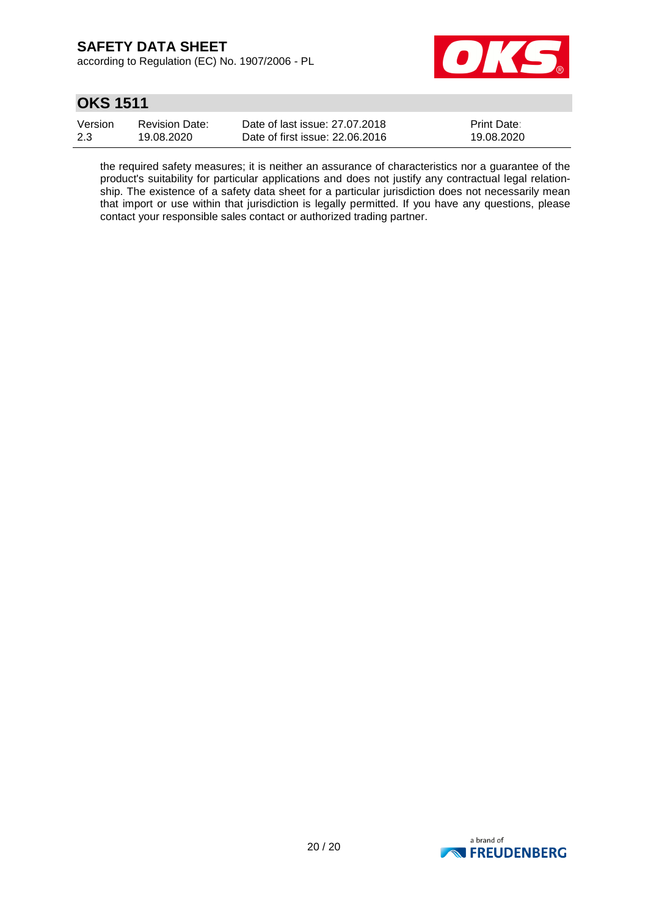the required safety measures; it is neither an assurance of characteristics nor a guarantee of the product's suitability for particular applications and does not justify any contractual legal relationship. The existence of a safety data sheet for a particular jurisdiction does not necessarily mean that import or use within that jurisdiction is legally permitted. If you have any questions, please contact your responsible sales contact or authorized trading partner.